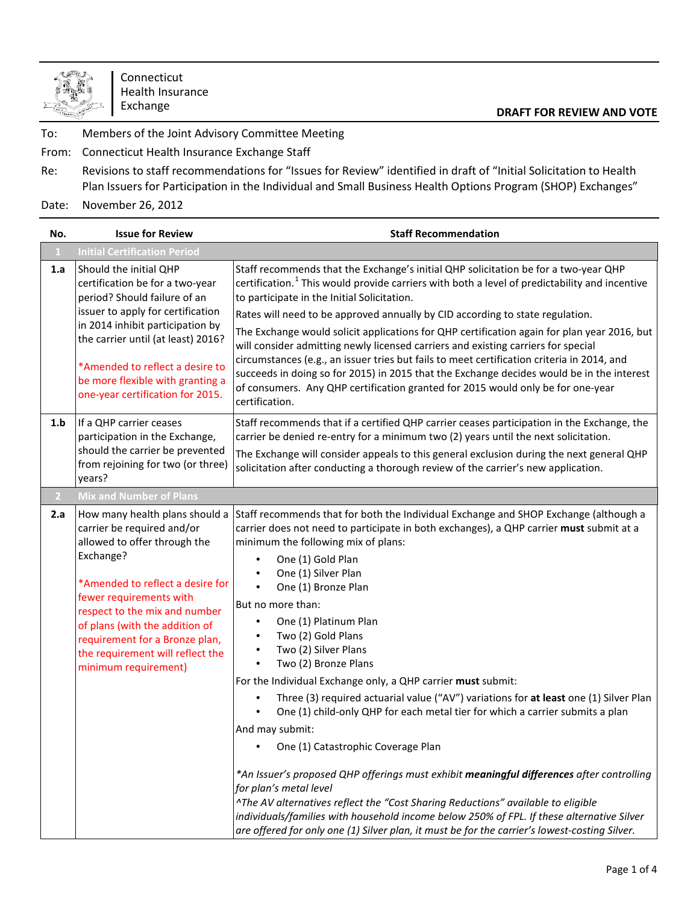Connecticut Health Insurance Exchange

**DRAFT FOR REVIEW AND VOTE**

To: Members of the Joint Advisory Committee Meeting

From: Connecticut Health Insurance Exchange Staff

Re: Revisions to staff recommendations for "Issues for Review" identified in draft of "Initial Solicitation to Health Plan Issuers for Participation in the Individual and Small Business Health Options Program (SHOP) Exchanges"

Date: November 26, 2012

| No. | Issue for Review | Staff Recommendation |
|---|---|---|
| **1** | **Initial Certification Period** | |
| **1.a** | Should the initial QHP certification be for a two-year period? Should failure of an issuer to apply for certification in 2014 inhibit participation by the carrier until (at least) 2016?<br><br>*Amended to reflect a desire to be more flexible with granting a one-year certification for 2015. | Staff recommends that the Exchange's initial QHP solicitation be for a two-year QHP certification.[1] This would provide carriers with both a level of predictability and incentive to participate in the Initial Solicitation.<br><br>Rates will need to be approved annually by CID according to state regulation.<br><br>The Exchange would solicit applications for QHP certification again for plan year 2016, but will consider admitting newly licensed carriers and existing carriers for special circumstances (e.g., an issuer tries but fails to meet certification criteria in 2014, and succeeds in doing so for 2015) in 2015 that the Exchange decides would be in the interest of consumers. Any QHP certification granted for 2015 would only be for one-year certification. |
| **1.b** | If a QHP carrier ceases participation in the Exchange, should the carrier be prevented from rejoining for two (or three) years? | Staff recommends that if a certified QHP carrier ceases participation in the Exchange, the carrier be denied re-entry for a minimum two (2) years until the next solicitation.<br><br>The Exchange will consider appeals to this general exclusion during the next general QHP solicitation after conducting a thorough review of the carrier's new application. |
| **2** | **Mix and Number of Plans** | |
| **2.a** | How many health plans should a carrier be required and/or allowed to offer through the Exchange?<br><br>*Amended to reflect a desire for fewer requirements with respect to the mix and number of plans (with the addition of requirement for a Bronze plan, the requirement will reflect the minimum requirement) | Staff recommends that for both the Individual Exchange and SHOP Exchange (although a carrier does not need to participate in both exchanges), a QHP carrier **must** submit at a minimum the following mix of plans:<br>• One (1) Gold Plan<br>• One (1) Silver Plan<br>• One (1) Bronze Plan<br><br>But no more than:<br>• One (1) Platinum Plan<br>• Two (2) Gold Plans<br>• Two (2) Silver Plans<br>• Two (2) Bronze Plans<br><br>For the Individual Exchange only, a QHP carrier **must** submit:<br>• Three (3) required actuarial value ("AV") variations for **at least** one (1) Silver Plan<br>• One (1) child-only QHP for each metal tier for which a carrier submits a plan<br><br>And may submit:<br>• One (1) Catastrophic Coverage Plan<br><br>*\*An Issuer's proposed QHP offerings must exhibit **meaningful differences** after controlling for plan's metal level*<br>*^The AV alternatives reflect the "Cost Sharing Reductions" available to eligible individuals/families with household income below 250% of FPL. If these alternative Silver are offered for only one (1) Silver plan, it must be for the carrier's lowest-costing Silver.* |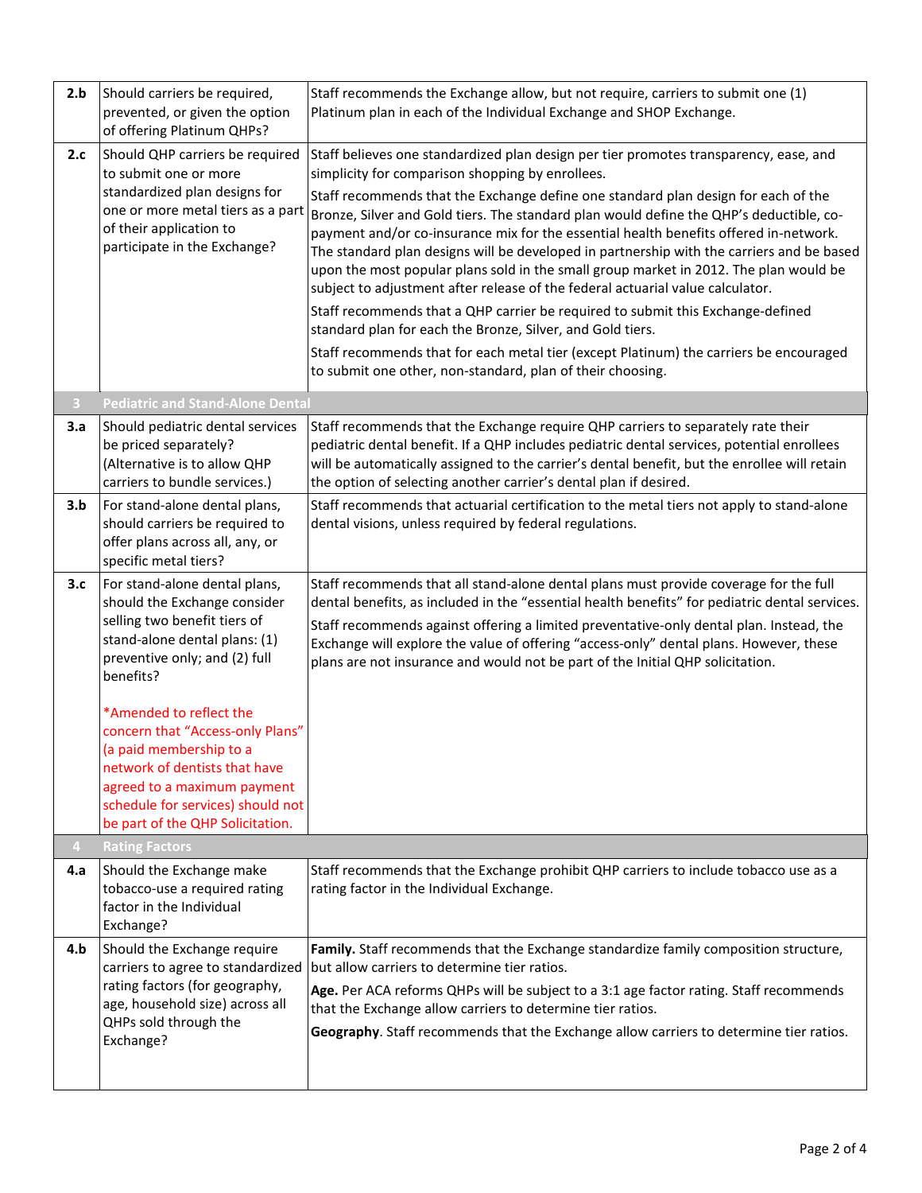| | | |
|---|---|---|
| **2.b** | Should carriers be required, prevented, or given the option of offering Platinum QHPs? | Staff recommends the Exchange allow, but not require, carriers to submit one (1) Platinum plan in each of the Individual Exchange and SHOP Exchange. |
| **2.c** | Should QHP carriers be required to submit one or more standardized plan designs for one or more metal tiers as a part of their application to participate in the Exchange? | Staff believes one standardized plan design per tier promotes transparency, ease, and simplicity for comparison shopping by enrollees.<br><br>Staff recommends that the Exchange define one standard plan design for each of the Bronze, Silver and Gold tiers. The standard plan would define the QHP's deductible, co-payment and/or co-insurance mix for the essential health benefits offered in-network. The standard plan designs will be developed in partnership with the carriers and be based upon the most popular plans sold in the small group market in 2012. The plan would be subject to adjustment after release of the federal actuarial value calculator.<br><br>Staff recommends that a QHP carrier be required to submit this Exchange-defined standard plan for each the Bronze, Silver, and Gold tiers.<br><br>Staff recommends that for each metal tier (except Platinum) the carriers be encouraged to submit one other, non-standard, plan of their choosing. |
| **3** | **Pediatric and Stand-Alone Dental** | |
| **3.a** | Should pediatric dental services be priced separately? (Alternative is to allow QHP carriers to bundle services.) | Staff recommends that the Exchange require QHP carriers to separately rate their pediatric dental benefit. If a QHP includes pediatric dental services, potential enrollees will be automatically assigned to the carrier's dental benefit, but the enrollee will retain the option of selecting another carrier's dental plan if desired. |
| **3.b** | For stand-alone dental plans, should carriers be required to offer plans across all, any, or specific metal tiers? | Staff recommends that actuarial certification to the metal tiers not apply to stand-alone dental visions, unless required by federal regulations. |
| **3.c** | For stand-alone dental plans, should the Exchange consider selling two benefit tiers of stand-alone dental plans: (1) preventive only; and (2) full benefits?<br><br>*Amended to reflect the concern that "Access-only Plans" (a paid membership to a network of dentists that have agreed to a maximum payment schedule for services) should not be part of the QHP Solicitation. | Staff recommends that all stand-alone dental plans must provide coverage for the full dental benefits, as included in the "essential health benefits" for pediatric dental services.<br><br>Staff recommends against offering a limited preventative-only dental plan. Instead, the Exchange will explore the value of offering "access-only" dental plans. However, these plans are not insurance and would not be part of the Initial QHP solicitation. |
| **4** | **Rating Factors** | |
| **4.a** | Should the Exchange make tobacco-use a required rating factor in the Individual Exchange? | Staff recommends that the Exchange prohibit QHP carriers to include tobacco use as a rating factor in the Individual Exchange. |
| **4.b** | Should the Exchange require carriers to agree to standardized rating factors (for geography, age, household size) across all QHPs sold through the Exchange? | **Family.** Staff recommends that the Exchange standardize family composition structure, but allow carriers to determine tier ratios.<br><br>**Age.** Per ACA reforms QHPs will be subject to a 3:1 age factor rating. Staff recommends that the Exchange allow carriers to determine tier ratios.<br><br>**Geography**. Staff recommends that the Exchange allow carriers to determine tier ratios. |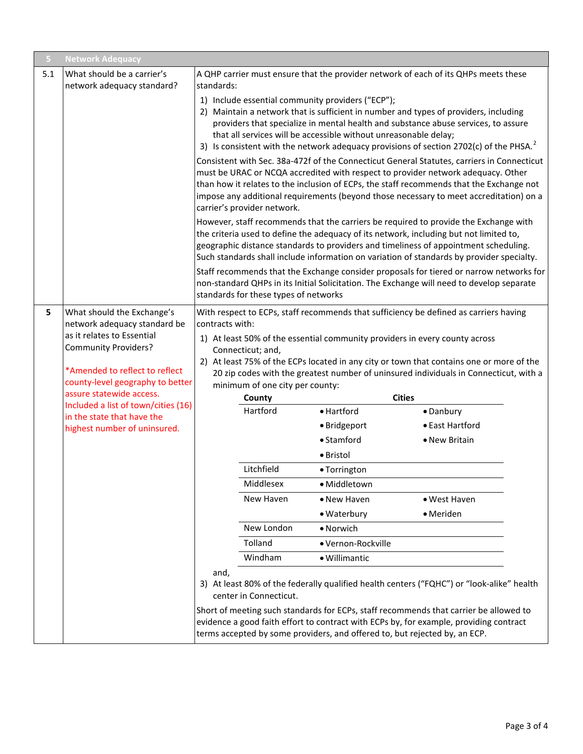| 5 | Network Adequacy | |
|---|---|---|
| 5.1 | What should be a carrier's network adequacy standard? | A QHP carrier must ensure that the provider network of each of its QHPs meets these standards:<br>1) Include essential community providers ("ECP");<br>2) Maintain a network that is sufficient in number and types of providers, including providers that specialize in mental health and substance abuse services, to assure that all services will be accessible without unreasonable delay;<br>3) Is consistent with the network adequacy provisions of section 2702(c) of the PHSA.[2]<br><br>Consistent with Sec. 38a-472f of the Connecticut General Statutes, carriers in Connecticut must be URAC or NCQA accredited with respect to provider network adequacy. Other than how it relates to the inclusion of ECPs, the staff recommends that the Exchange not impose any additional requirements (beyond those necessary to meet accreditation) on a carrier's provider network.<br><br>However, staff recommends that the carriers be required to provide the Exchange with the criteria used to define the adequacy of its network, including but not limited to, geographic distance standards to providers and timeliness of appointment scheduling. Such standards shall include information on variation of standards by provider specialty.<br><br>Staff recommends that the Exchange consider proposals for tiered or narrow networks for non-standard QHPs in its Initial Solicitation. The Exchange will need to develop separate standards for these types of networks |
| **5** | What should the Exchange's network adequacy standard be as it relates to Essential Community Providers?<br><br>*Amended to reflect to reflect county-level geography to better assure statewide access. Included a list of town/cities (16) in the state that have the highest number of uninsured. | With respect to ECPs, staff recommends that sufficiency be defined as carriers having contracts with:<br>1) At least 50% of the essential community providers in every county across Connecticut; and,<br>2) At least 75% of the ECPs located in any city or town that contains one or more of the 20 zip codes with the greatest number of uninsured individuals in Connecticut, with a minimum of one city per county:<br><br>**County** — **Cities**<br>Hartford — Hartford, Danbury, Bridgeport, East Hartford, Stamford, New Britain, Bristol<br>Litchfield — Torrington<br>Middlesex — Middletown<br>New Haven — New Haven, West Haven, Waterbury, Meriden<br>New London — Norwich<br>Tolland — Vernon-Rockville<br>Windham — Willimantic<br><br>and,<br>3) At least 80% of the federally qualified health centers ("FQHC") or "look-alike" health center in Connecticut.<br><br>Short of meeting such standards for ECPs, staff recommends that carrier be allowed to evidence a good faith effort to contract with ECPs by, for example, providing contract terms accepted by some providers, and offered to, but rejected by, an ECP. |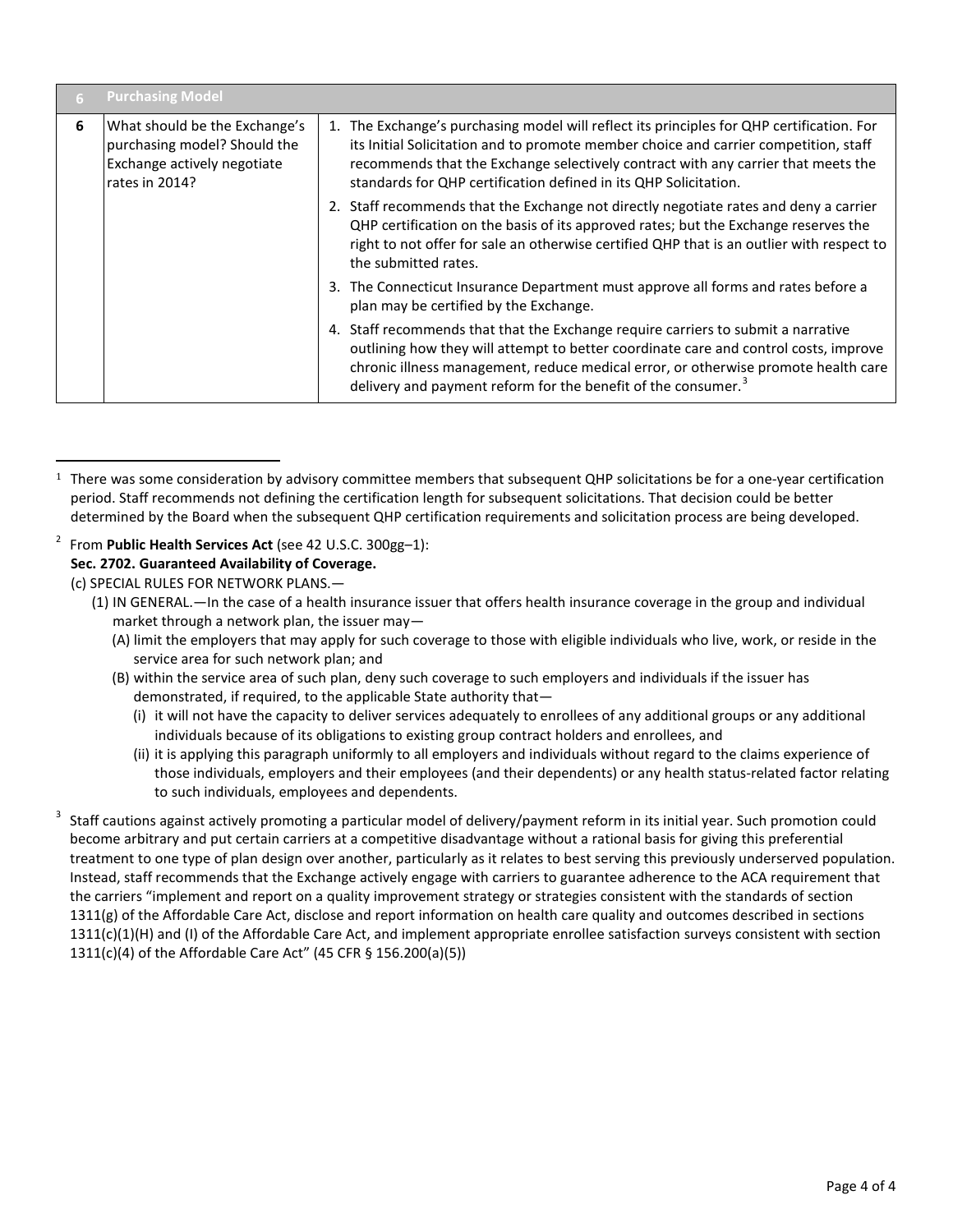| 6 | Purchasing Model | |
|---|---|---|
| 6 | What should be the Exchange's purchasing model? Should the Exchange actively negotiate rates in 2014? | 1. The Exchange's purchasing model will reflect its principles for QHP certification. For its Initial Solicitation and to promote member choice and carrier competition, staff recommends that the Exchange selectively contract with any carrier that meets the standards for QHP certification defined in its QHP Solicitation.<br>2. Staff recommends that the Exchange not directly negotiate rates and deny a carrier QHP certification on the basis of its approved rates; but the Exchange reserves the right to not offer for sale an otherwise certified QHP that is an outlier with respect to the submitted rates.<br>3. The Connecticut Insurance Department must approve all forms and rates before a plan may be certified by the Exchange.<br>4. Staff recommends that that the Exchange require carriers to submit a narrative outlining how they will attempt to better coordinate care and control costs, improve chronic illness management, reduce medical error, or otherwise promote health care delivery and payment reform for the benefit of the consumer.[3] |

[1] There was some consideration by advisory committee members that subsequent QHP solicitations be for a one-year certification period. Staff recommends not defining the certification length for subsequent solicitations. That decision could be better determined by the Board when the subsequent QHP certification requirements and solicitation process are being developed.

[2] From **Public Health Services Act** (see 42 U.S.C. 300gg–1):
**Sec. 2702. Guaranteed Availability of Coverage.**
(c) SPECIAL RULES FOR NETWORK PLANS.—
- (1) IN GENERAL.—In the case of a health insurance issuer that offers health insurance coverage in the group and individual market through a network plan, the issuer may—
  - (A) limit the employers that may apply for such coverage to those with eligible individuals who live, work, or reside in the service area for such network plan; and
  - (B) within the service area of such plan, deny such coverage to such employers and individuals if the issuer has demonstrated, if required, to the applicable State authority that—
    - (i) it will not have the capacity to deliver services adequately to enrollees of any additional groups or any additional individuals because of its obligations to existing group contract holders and enrollees, and
    - (ii) it is applying this paragraph uniformly to all employers and individuals without regard to the claims experience of those individuals, employers and their employees (and their dependents) or any health status-related factor relating to such individuals, employees and dependents.

[3] Staff cautions against actively promoting a particular model of delivery/payment reform in its initial year. Such promotion could become arbitrary and put certain carriers at a competitive disadvantage without a rational basis for giving this preferential treatment to one type of plan design over another, particularly as it relates to best serving this previously underserved population. Instead, staff recommends that the Exchange actively engage with carriers to guarantee adherence to the ACA requirement that the carriers "implement and report on a quality improvement strategy or strategies consistent with the standards of section 1311(g) of the Affordable Care Act, disclose and report information on health care quality and outcomes described in sections 1311(c)(1)(H) and (I) of the Affordable Care Act, and implement appropriate enrollee satisfaction surveys consistent with section 1311(c)(4) of the Affordable Care Act" (45 CFR § 156.200(a)(5))